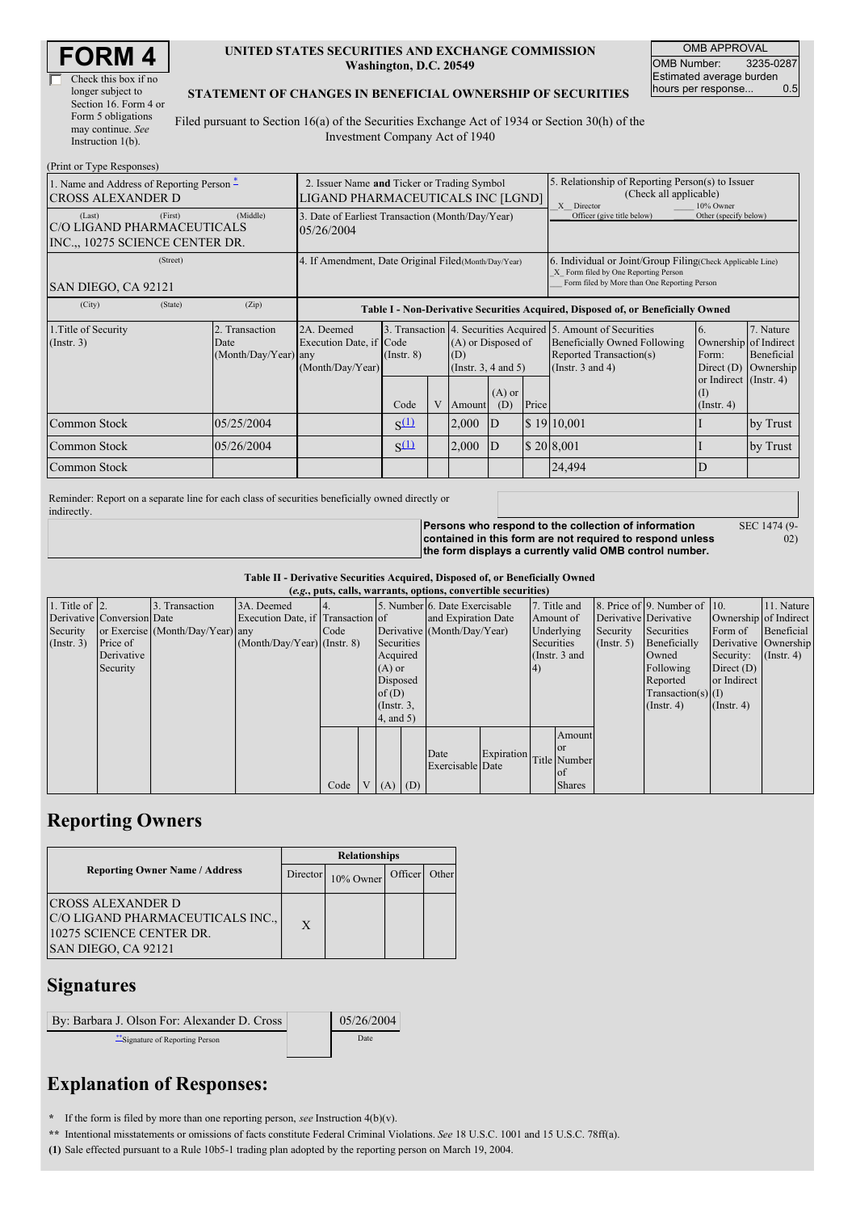# FORM 4

☐ Check this box if no longer subject to Section 16. Form 4 or Form 5 obligations may continue. *See* Instruction 1(b).

**UNITED STATES SECURITIES AND EXCHANGE COMMISSION**
**Washington, D.C. 20549**

**STATEMENT OF CHANGES IN BENEFICIAL OWNERSHIP OF SECURITIES**

Filed pursuant to Section 16(a) of the Securities Exchange Act of 1934 or Section 30(h) of the Investment Company Act of 1940

| OMB APPROVAL | |
|---|---|
| OMB Number: | 3235-0287 |
| Estimated average burden hours per response... | 0.5 |

(Print or Type Responses)

| 1. Name and Address of Reporting Person * | 2. Issuer Name **and** Ticker or Trading Symbol | 5. Relationship of Reporting Person(s) to Issuer (Check all applicable) |
|---|---|---|
| CROSS ALEXANDER D | LIGAND PHARMACEUTICALS INC [LGND] | X Director ___ 10% Owner ___ Officer (give title below) ___ Other (specify below) |
| (Last) (First) (Middle) C/O LIGAND PHARMACEUTICALS INC.,, 10275 SCIENCE CENTER DR. | 3. Date of Earliest Transaction (Month/Day/Year) 05/26/2004 | |
| (Street) SAN DIEGO, CA 92121 | 4. If Amendment, Date Original Filed (Month/Day/Year) | 6. Individual or Joint/Group Filing (Check Applicable Line) X Form filed by One Reporting Person ___ Form filed by More than One Reporting Person |
| (City) (State) (Zip) | | |

**Table I - Non-Derivative Securities Acquired, Disposed of, or Beneficially Owned**

| 1.Title of Security (Instr. 3) | 2. Transaction Date (Month/Day/Year) | 2A. Deemed Execution Date, if any (Month/Day/Year) | 3. Transaction Code (Instr. 8) | | 4. Securities Acquired (A) or Disposed of (D) (Instr. 3, 4 and 5) | | | 5. Amount of Securities Beneficially Owned Following Reported Transaction(s) (Instr. 3 and 4) | 6. Ownership Form: Direct (D) or Indirect (I) (Instr. 4) | 7. Nature of Indirect Beneficial Ownership (Instr. 4) |
|---|---|---|---|---|---|---|---|---|---|---|
| | | | Code | V | Amount | (A) or (D) | Price | | | |
| Common Stock | 05/25/2004 | | S(1) | | 2,000 | D | $ 19 | 10,001 | I | by Trust |
| Common Stock | 05/26/2004 | | S(1) | | 2,000 | D | $ 20 | 8,001 | I | by Trust |
| Common Stock | | | | | | | | 24,494 | D | |

Reminder: Report on a separate line for each class of securities beneficially owned directly or indirectly.

**Persons who respond to the collection of information contained in this form are not required to respond unless the form displays a currently valid OMB control number.** SEC 1474 (9-02)

**Table II - Derivative Securities Acquired, Disposed of, or Beneficially Owned**
**(*e.g.*, puts, calls, warrants, options, convertible securities)**

| 1. Title of Derivative Security (Instr. 3) | 2. Conversion or Exercise Price of Derivative Security | 3. Transaction Date (Month/Day/Year) | 3A. Deemed Execution Date, if any (Month/Day/Year) | 4. Transaction Code (Instr. 8) | | 5. Number of Derivative Securities Acquired (A) or Disposed of (D) (Instr. 3, 4, and 5) | | 6. Date Exercisable and Expiration Date (Month/Day/Year) | | 7. Title and Amount of Underlying Securities (Instr. 3 and 4) | | 8. Price of Derivative Security (Instr. 5) | 9. Number of Derivative Securities Beneficially Owned Following Reported Transaction(s) (Instr. 4) | 10. Ownership Form of Derivative Security: Direct (D) or Indirect (I) (Instr. 4) | 11. Nature of Indirect Beneficial Ownership (Instr. 4) |
|---|---|---|---|---|---|---|---|---|---|---|---|---|---|---|---|
| | | | | Code | V | (A) | (D) | Date Exercisable | Expiration Date | Title | Amount or Number of Shares | | | | |

## Reporting Owners

| Reporting Owner Name / Address | Relationships | | | |
|---|---|---|---|---|
| | Director | 10% Owner | Officer | Other |
| CROSS ALEXANDER D C/O LIGAND PHARMACEUTICALS INC., 10275 SCIENCE CENTER DR. SAN DIEGO, CA 92121 | X | | | |

## Signatures

| By: Barbara J. Olson For: Alexander D. Cross | 05/26/2004 |
|---|---|
| **Signature of Reporting Person | Date |

## Explanation of Responses:

**\*** If the form is filed by more than one reporting person, *see* Instruction 4(b)(v).

**\*\*** Intentional misstatements or omissions of facts constitute Federal Criminal Violations. *See* 18 U.S.C. 1001 and 15 U.S.C. 78ff(a).

**(1)** Sale effected pursuant to a Rule 10b5-1 trading plan adopted by the reporting person on March 19, 2004.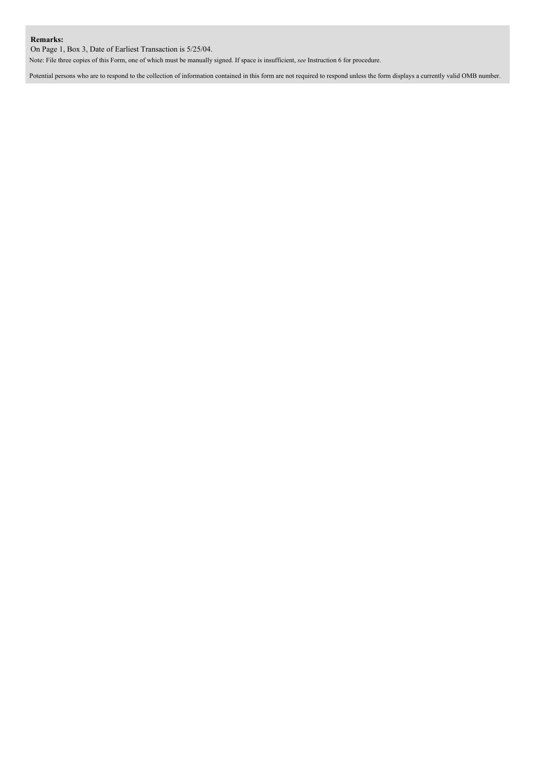**Remarks:**

On Page 1, Box 3, Date of Earliest Transaction is 5/25/04.

Note: File three copies of this Form, one of which must be manually signed. If space is insufficient, *see* Instruction 6 for procedure.

Potential persons who are to respond to the collection of information contained in this form are not required to respond unless the form displays a currently valid OMB number.